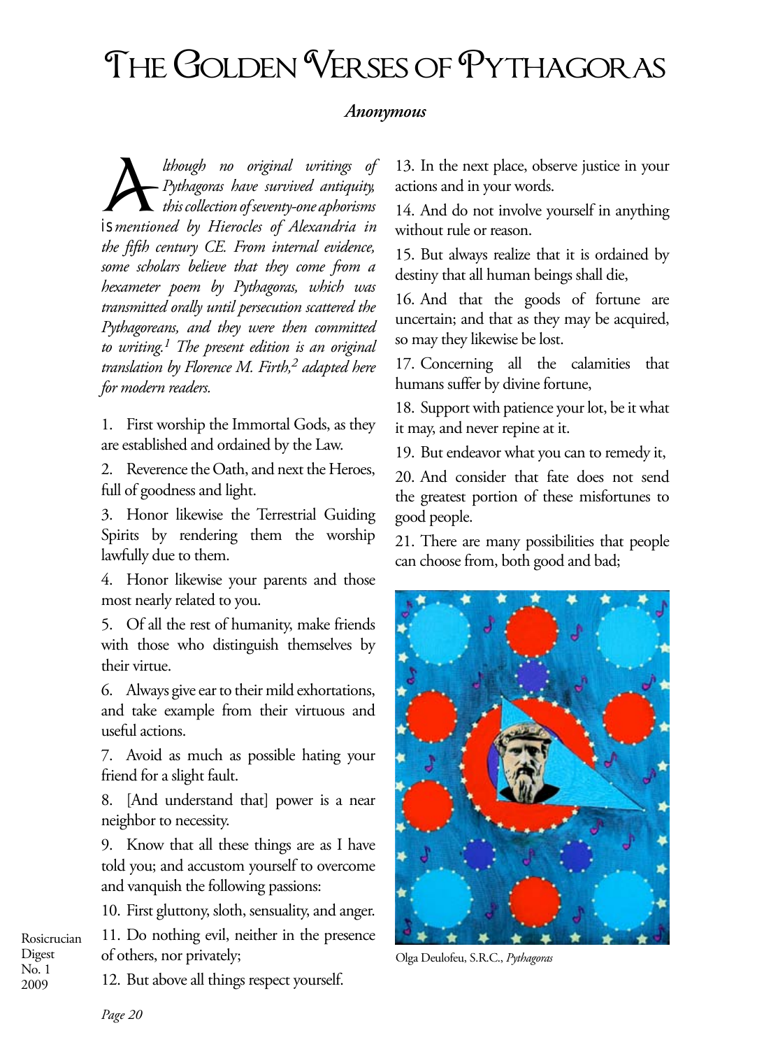# The Golden Verses of Pythagoras

***Anonymous***

*Although no original writings of Pythagoras have survived antiquity, this collection of seventy-one aphorisms is mentioned by Hierocles of Alexandria in the fifth century CE. From internal evidence, some scholars believe that they come from a hexameter poem by Pythagoras, which was transmitted orally until persecution scattered the Pythagoreans, and they were then committed to writing.[1] The present edition is an original translation by Florence M. Firth,[2] adapted here for modern readers.*

1. First worship the Immortal Gods, as they are established and ordained by the Law.
2. Reverence the Oath, and next the Heroes, full of goodness and light.
3. Honor likewise the Terrestrial Guiding Spirits by rendering them the worship lawfully due to them.
4. Honor likewise your parents and those most nearly related to you.
5. Of all the rest of humanity, make friends with those who distinguish themselves by their virtue.
6. Always give ear to their mild exhortations, and take example from their virtuous and useful actions.
7. Avoid as much as possible hating your friend for a slight fault.
8. [And understand that] power is a near neighbor to necessity.
9. Know that all these things are as I have told you; and accustom yourself to overcome and vanquish the following passions:
10. First gluttony, sloth, sensuality, and anger.
11. Do nothing evil, neither in the presence of others, nor privately;
12. But above all things respect yourself.
13. In the next place, observe justice in your actions and in your words.
14. And do not involve yourself in anything without rule or reason.
15. But always realize that it is ordained by destiny that all human beings shall die,
16. And that the goods of fortune are uncertain; and that as they may be acquired, so may they likewise be lost.
17. Concerning all the calamities that humans suffer by divine fortune,
18. Support with patience your lot, be it what it may, and never repine at it.
19. But endeavor what you can to remedy it,
20. And consider that fate does not send the greatest portion of these misfortunes to good people.
21. There are many possibilities that people can choose from, both good and bad;

Olga Deulofeu, S.R.C., *Pythagoras*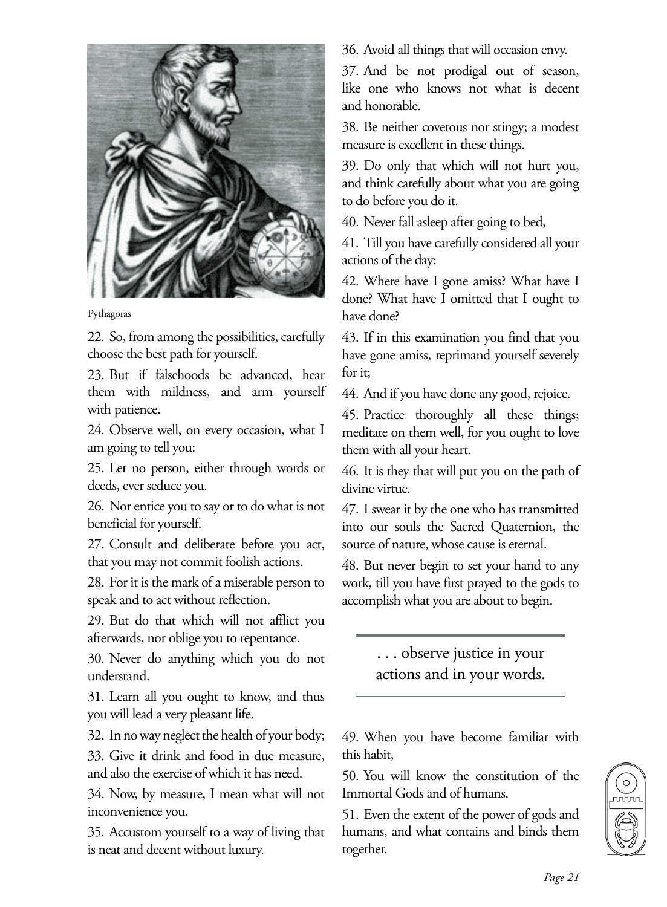Pythagoras

22. So, from among the possibilities, carefully choose the best path for yourself.

23. But if falsehoods be advanced, hear them with mildness, and arm yourself with patience.

24. Observe well, on every occasion, what I am going to tell you:

25. Let no person, either through words or deeds, ever seduce you.

26. Nor entice you to say or to do what is not beneficial for yourself.

27. Consult and deliberate before you act, that you may not commit foolish actions.

28. For it is the mark of a miserable person to speak and to act without reflection.

29. But do that which will not afflict you afterwards, nor oblige you to repentance.

30. Never do anything which you do not understand.

31. Learn all you ought to know, and thus you will lead a very pleasant life.

32. In no way neglect the health of your body;

33. Give it drink and food in due measure, and also the exercise of which it has need.

34. Now, by measure, I mean what will not inconvenience you.

35. Accustom yourself to a way of living that is neat and decent without luxury.

36. Avoid all things that will occasion envy.

37. And be not prodigal out of season, like one who knows not what is decent and honorable.

38. Be neither covetous nor stingy; a modest measure is excellent in these things.

39. Do only that which will not hurt you, and think carefully about what you are going to do before you do it.

40. Never fall asleep after going to bed,

41. Till you have carefully considered all your actions of the day:

42. Where have I gone amiss? What have I done? What have I omitted that I ought to have done?

43. If in this examination you find that you have gone amiss, reprimand yourself severely for it;

44. And if you have done any good, rejoice.

45. Practice thoroughly all these things; meditate on them well, for you ought to love them with all your heart.

46. It is they that will put you on the path of divine virtue.

47. I swear it by the one who has transmitted into our souls the Sacred Quaternion, the source of nature, whose cause is eternal.

48. But never begin to set your hand to any work, till you have first prayed to the gods to accomplish what you are about to begin.

> . . . observe justice in your actions and in your words.

49. When you have become familiar with this habit,

50. You will know the constitution of the Immortal Gods and of humans.

51. Even the extent of the power of gods and humans, and what contains and binds them together.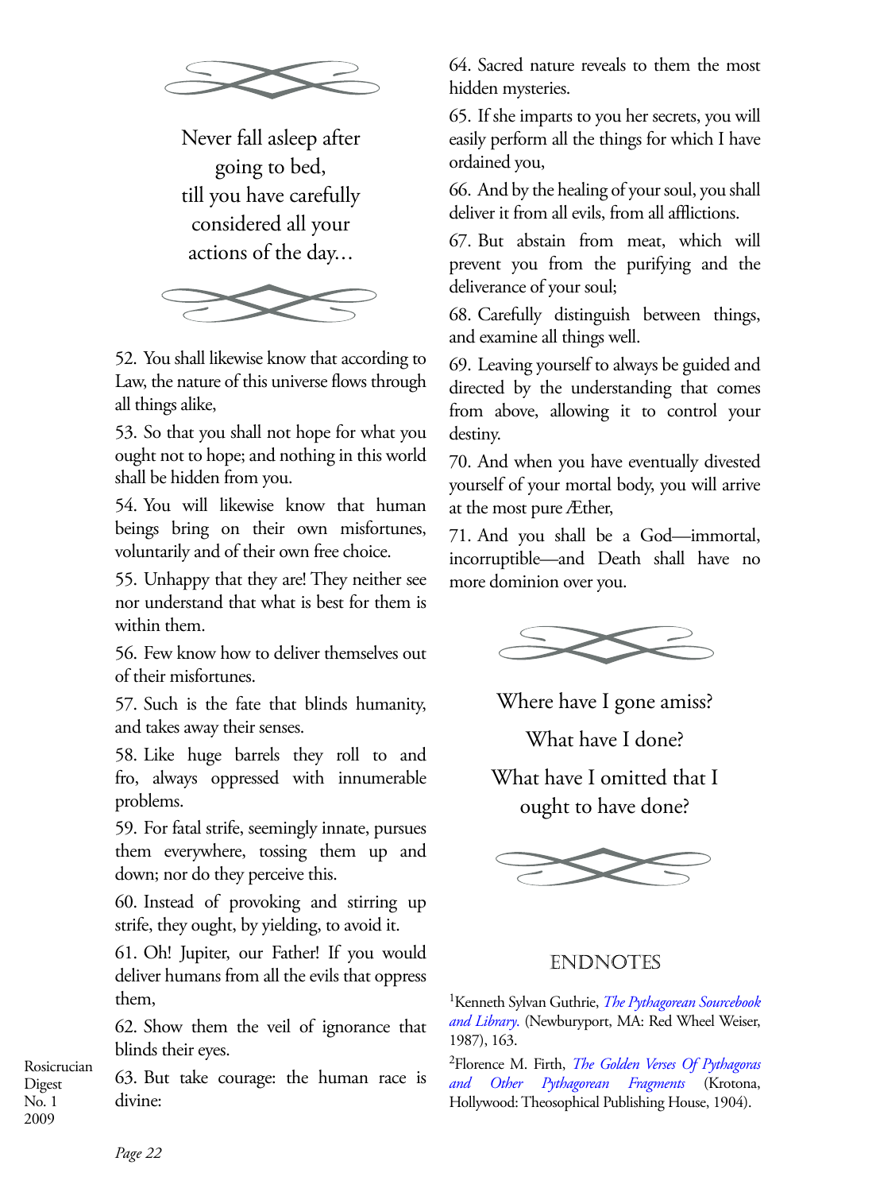Never fall asleep after going to bed, till you have carefully considered all your actions of the day…

52. You shall likewise know that according to Law, the nature of this universe flows through all things alike,

53. So that you shall not hope for what you ought not to hope; and nothing in this world shall be hidden from you.

54. You will likewise know that human beings bring on their own misfortunes, voluntarily and of their own free choice.

55. Unhappy that they are! They neither see nor understand that what is best for them is within them.

56. Few know how to deliver themselves out of their misfortunes.

57. Such is the fate that blinds humanity, and takes away their senses.

58. Like huge barrels they roll to and fro, always oppressed with innumerable problems.

59. For fatal strife, seemingly innate, pursues them everywhere, tossing them up and down; nor do they perceive this.

60. Instead of provoking and stirring up strife, they ought, by yielding, to avoid it.

61. Oh! Jupiter, our Father! If you would deliver humans from all the evils that oppress them,

62. Show them the veil of ignorance that blinds their eyes.

63. But take courage: the human race is divine:

64. Sacred nature reveals to them the most hidden mysteries.

65. If she imparts to you her secrets, you will easily perform all the things for which I have ordained you,

66. And by the healing of your soul, you shall deliver it from all evils, from all afflictions.

67. But abstain from meat, which will prevent you from the purifying and the deliverance of your soul;

68. Carefully distinguish between things, and examine all things well.

69. Leaving yourself to always be guided and directed by the understanding that comes from above, allowing it to control your destiny.

70. And when you have eventually divested yourself of your mortal body, you will arrive at the most pure Æther,

71. And you shall be a God—immortal, incorruptible—and Death shall have no more dominion over you.

Where have I gone amiss?

What have I done?

What have I omitted that I ought to have done?

## ENDNOTES

[1]Kenneth Sylvan Guthrie, *The Pythagorean Sourcebook and Library.* (Newburyport, MA: Red Wheel Weiser, 1987), 163.

[2]Florence M. Firth, *The Golden Verses Of Pythagoras and Other Pythagorean Fragments* (Krotona, Hollywood: Theosophical Publishing House, 1904).